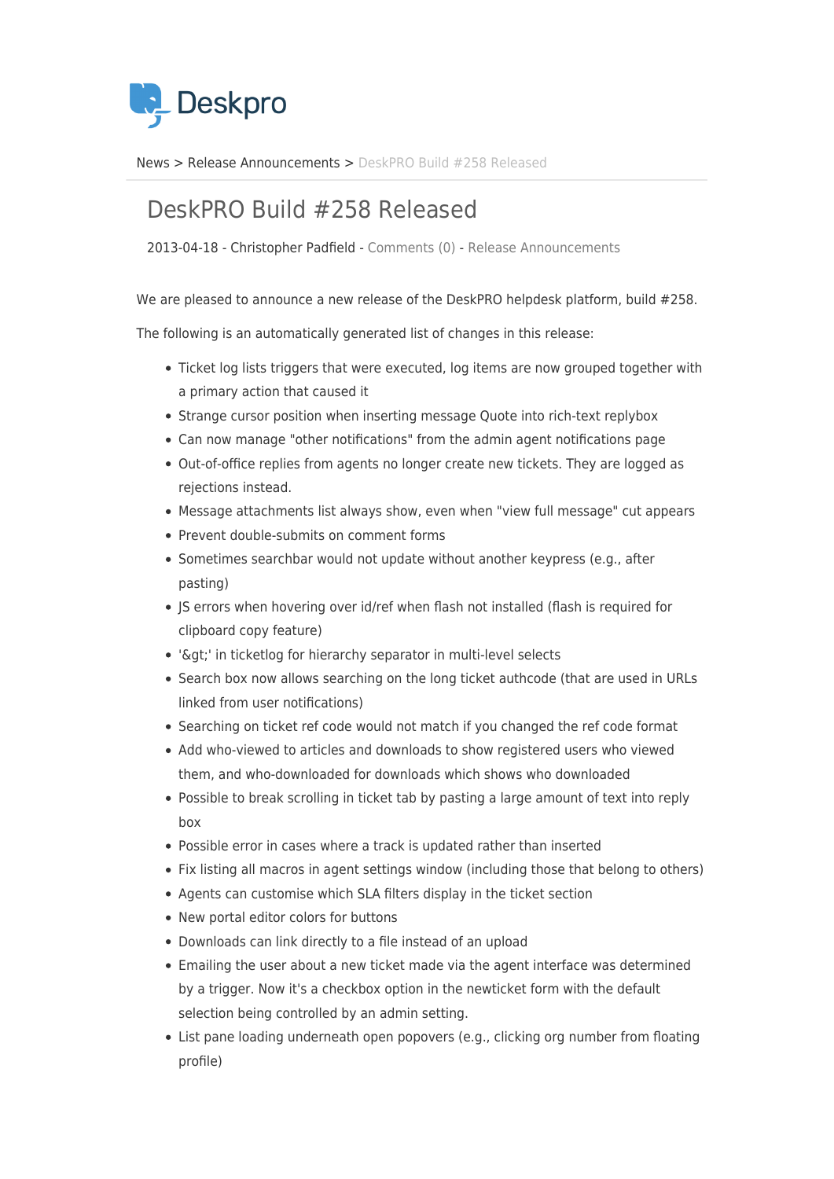Deskpro

News > Release Announcements > DeskPRO Build #258 Released

# DeskPRO Build #258 Released

2013-04-18 - Christopher Padfield - Comments (0) - Release Announcements

We are pleased to announce a new release of the DeskPRO helpdesk platform, build #258.

The following is an automatically generated list of changes in this release:

- Ticket log lists triggers that were executed, log items are now grouped together with a primary action that caused it
- Strange cursor position when inserting message Quote into rich-text replybox
- Can now manage "other notifications" from the admin agent notifications page
- Out-of-office replies from agents no longer create new tickets. They are logged as rejections instead.
- Message attachments list always show, even when "view full message" cut appears
- Prevent double-submits on comment forms
- Sometimes searchbar would not update without another keypress (e.g., after pasting)
- JS errors when hovering over id/ref when flash not installed (flash is required for clipboard copy feature)
- '&gt;' in ticketlog for hierarchy separator in multi-level selects
- Search box now allows searching on the long ticket authcode (that are used in URLs linked from user notifications)
- Searching on ticket ref code would not match if you changed the ref code format
- Add who-viewed to articles and downloads to show registered users who viewed them, and who-downloaded for downloads which shows who downloaded
- Possible to break scrolling in ticket tab by pasting a large amount of text into reply box
- Possible error in cases where a track is updated rather than inserted
- Fix listing all macros in agent settings window (including those that belong to others)
- Agents can customise which SLA filters display in the ticket section
- New portal editor colors for buttons
- Downloads can link directly to a file instead of an upload
- Emailing the user about a new ticket made via the agent interface was determined by a trigger. Now it's a checkbox option in the newticket form with the default selection being controlled by an admin setting.
- List pane loading underneath open popovers (e.g., clicking org number from floating profile)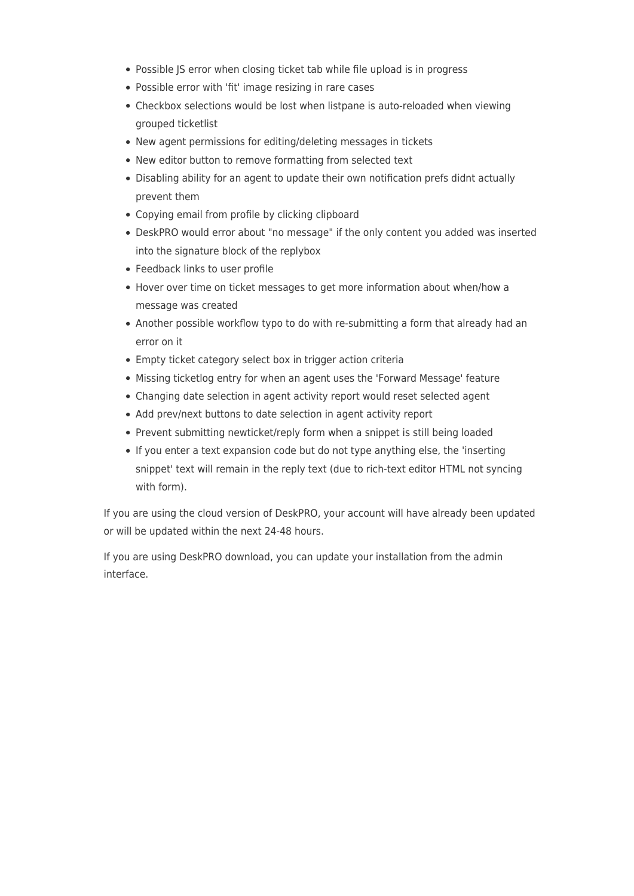- Possible JS error when closing ticket tab while file upload is in progress
- Possible error with 'fit' image resizing in rare cases
- Checkbox selections would be lost when listpane is auto-reloaded when viewing grouped ticketlist
- New agent permissions for editing/deleting messages in tickets
- New editor button to remove formatting from selected text
- Disabling ability for an agent to update their own notification prefs didnt actually prevent them
- Copying email from profile by clicking clipboard
- DeskPRO would error about "no message" if the only content you added was inserted into the signature block of the replybox
- Feedback links to user profile
- Hover over time on ticket messages to get more information about when/how a message was created
- Another possible workflow typo to do with re-submitting a form that already had an error on it
- Empty ticket category select box in trigger action criteria
- Missing ticketlog entry for when an agent uses the 'Forward Message' feature
- Changing date selection in agent activity report would reset selected agent
- Add prev/next buttons to date selection in agent activity report
- Prevent submitting newticket/reply form when a snippet is still being loaded
- If you enter a text expansion code but do not type anything else, the 'inserting snippet' text will remain in the reply text (due to rich-text editor HTML not syncing with form).

If you are using the cloud version of DeskPRO, your account will have already been updated or will be updated within the next 24-48 hours.

If you are using DeskPRO download, you can update your installation from the admin interface.